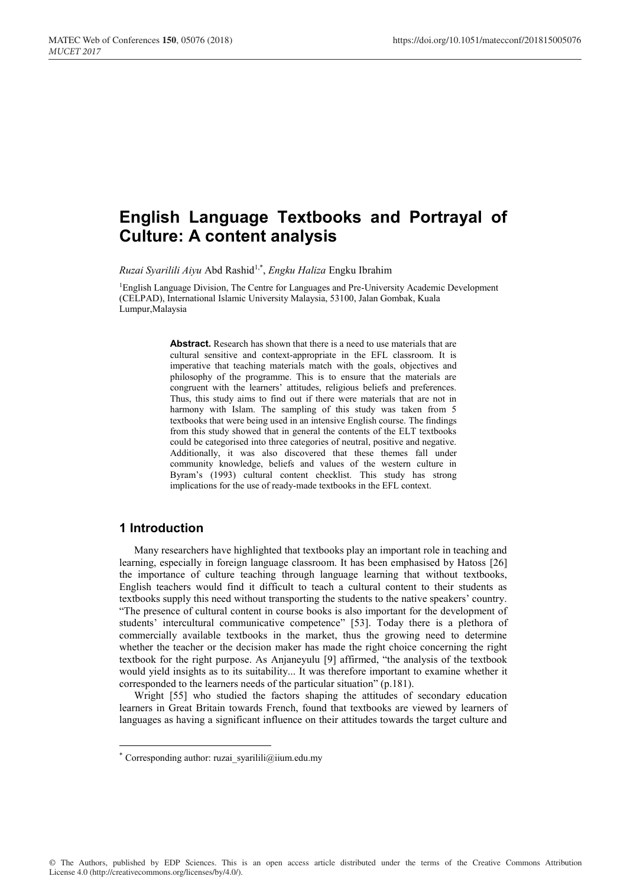# English Language Textbooks and Portrayal of Culture: A content analysis

*Ruzai Syarilili Aiyu* Abd Rashid[1,*], *Engku Haliza* Engku Ibrahim

[1]English Language Division, The Centre for Languages and Pre-University Academic Development (CELPAD), International Islamic University Malaysia, 53100, Jalan Gombak, Kuala Lumpur,Malaysia

**Abstract.** Research has shown that there is a need to use materials that are cultural sensitive and context-appropriate in the EFL classroom. It is imperative that teaching materials match with the goals, objectives and philosophy of the programme. This is to ensure that the materials are congruent with the learners' attitudes, religious beliefs and preferences. Thus, this study aims to find out if there were materials that are not in harmony with Islam. The sampling of this study was taken from 5 textbooks that were being used in an intensive English course. The findings from this study showed that in general the contents of the ELT textbooks could be categorised into three categories of neutral, positive and negative. Additionally, it was also discovered that these themes fall under community knowledge, beliefs and values of the western culture in Byram's (1993) cultural content checklist. This study has strong implications for the use of ready-made textbooks in the EFL context.

## 1 Introduction

Many researchers have highlighted that textbooks play an important role in teaching and learning, especially in foreign language classroom. It has been emphasised by Hatoss [26] the importance of culture teaching through language learning that without textbooks, English teachers would find it difficult to teach a cultural content to their students as textbooks supply this need without transporting the students to the native speakers' country. "The presence of cultural content in course books is also important for the development of students' intercultural communicative competence" [53]. Today there is a plethora of commercially available textbooks in the market, thus the growing need to determine whether the teacher or the decision maker has made the right choice concerning the right textbook for the right purpose. As Anjaneyulu [9] affirmed, "the analysis of the textbook would yield insights as to its suitability... It was therefore important to examine whether it corresponded to the learners needs of the particular situation" (p.181).

Wright [55] who studied the factors shaping the attitudes of secondary education learners in Great Britain towards French, found that textbooks are viewed by learners of languages as having a significant influence on their attitudes towards the target culture and

---

[*] Corresponding author: ruzai_syarilili@iium.edu.my

© The Authors, published by EDP Sciences. This is an open access article distributed under the terms of the Creative Commons Attribution License 4.0 (http://creativecommons.org/licenses/by/4.0/).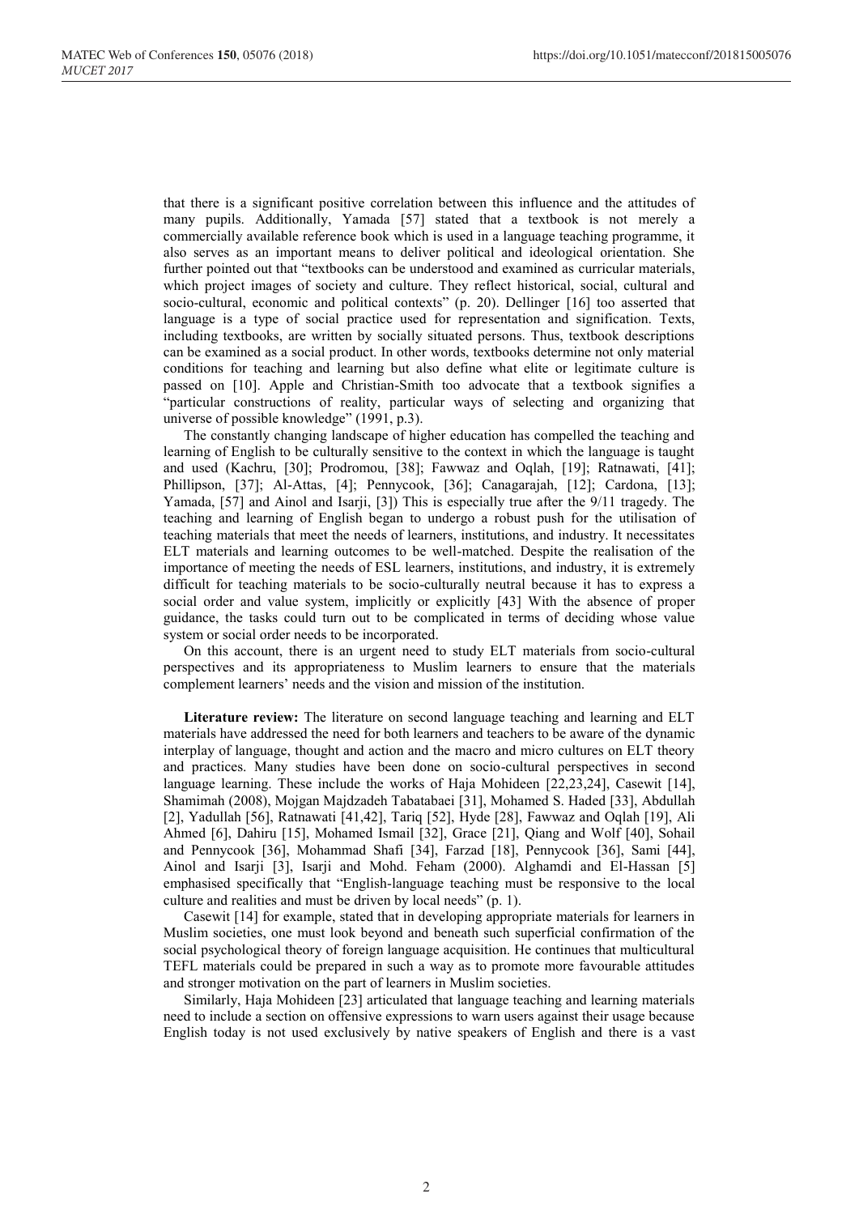that there is a significant positive correlation between this influence and the attitudes of many pupils. Additionally, Yamada [57] stated that a textbook is not merely a commercially available reference book which is used in a language teaching programme, it also serves as an important means to deliver political and ideological orientation. She further pointed out that "textbooks can be understood and examined as curricular materials, which project images of society and culture. They reflect historical, social, cultural and socio-cultural, economic and political contexts" (p. 20). Dellinger [16] too asserted that language is a type of social practice used for representation and signification. Texts, including textbooks, are written by socially situated persons. Thus, textbook descriptions can be examined as a social product. In other words, textbooks determine not only material conditions for teaching and learning but also define what elite or legitimate culture is passed on [10]. Apple and Christian-Smith too advocate that a textbook signifies a "particular constructions of reality, particular ways of selecting and organizing that universe of possible knowledge" (1991, p.3).

The constantly changing landscape of higher education has compelled the teaching and learning of English to be culturally sensitive to the context in which the language is taught and used (Kachru, [30]; Prodromou, [38]; Fawwaz and Oqlah, [19]; Ratnawati, [41]; Phillipson, [37]; Al-Attas, [4]; Pennycook, [36]; Canagarajah, [12]; Cardona, [13]; Yamada, [57] and Ainol and Isarji, [3]) This is especially true after the 9/11 tragedy. The teaching and learning of English began to undergo a robust push for the utilisation of teaching materials that meet the needs of learners, institutions, and industry. It necessitates ELT materials and learning outcomes to be well-matched. Despite the realisation of the importance of meeting the needs of ESL learners, institutions, and industry, it is extremely difficult for teaching materials to be socio-culturally neutral because it has to express a social order and value system, implicitly or explicitly [43] With the absence of proper guidance, the tasks could turn out to be complicated in terms of deciding whose value system or social order needs to be incorporated.

On this account, there is an urgent need to study ELT materials from socio-cultural perspectives and its appropriateness to Muslim learners to ensure that the materials complement learners' needs and the vision and mission of the institution.

**Literature review:** The literature on second language teaching and learning and ELT materials have addressed the need for both learners and teachers to be aware of the dynamic interplay of language, thought and action and the macro and micro cultures on ELT theory and practices. Many studies have been done on socio-cultural perspectives in second language learning. These include the works of Haja Mohideen [22,23,24], Casewit [14], Shamimah (2008), Mojgan Majdzadeh Tabatabaei [31], Mohamed S. Haded [33], Abdullah [2], Yadullah [56], Ratnawati [41,42], Tariq [52], Hyde [28], Fawwaz and Oqlah [19], Ali Ahmed [6], Dahiru [15], Mohamed Ismail [32], Grace [21], Qiang and Wolf [40], Sohail and Pennycook [36], Mohammad Shafi [34], Farzad [18], Pennycook [36], Sami [44], Ainol and Isarji [3], Isarji and Mohd. Feham (2000). Alghamdi and El-Hassan [5] emphasised specifically that "English-language teaching must be responsive to the local culture and realities and must be driven by local needs" (p. 1).

Casewit [14] for example, stated that in developing appropriate materials for learners in Muslim societies, one must look beyond and beneath such superficial confirmation of the social psychological theory of foreign language acquisition. He continues that multicultural TEFL materials could be prepared in such a way as to promote more favourable attitudes and stronger motivation on the part of learners in Muslim societies.

Similarly, Haja Mohideen [23] articulated that language teaching and learning materials need to include a section on offensive expressions to warn users against their usage because English today is not used exclusively by native speakers of English and there is a vast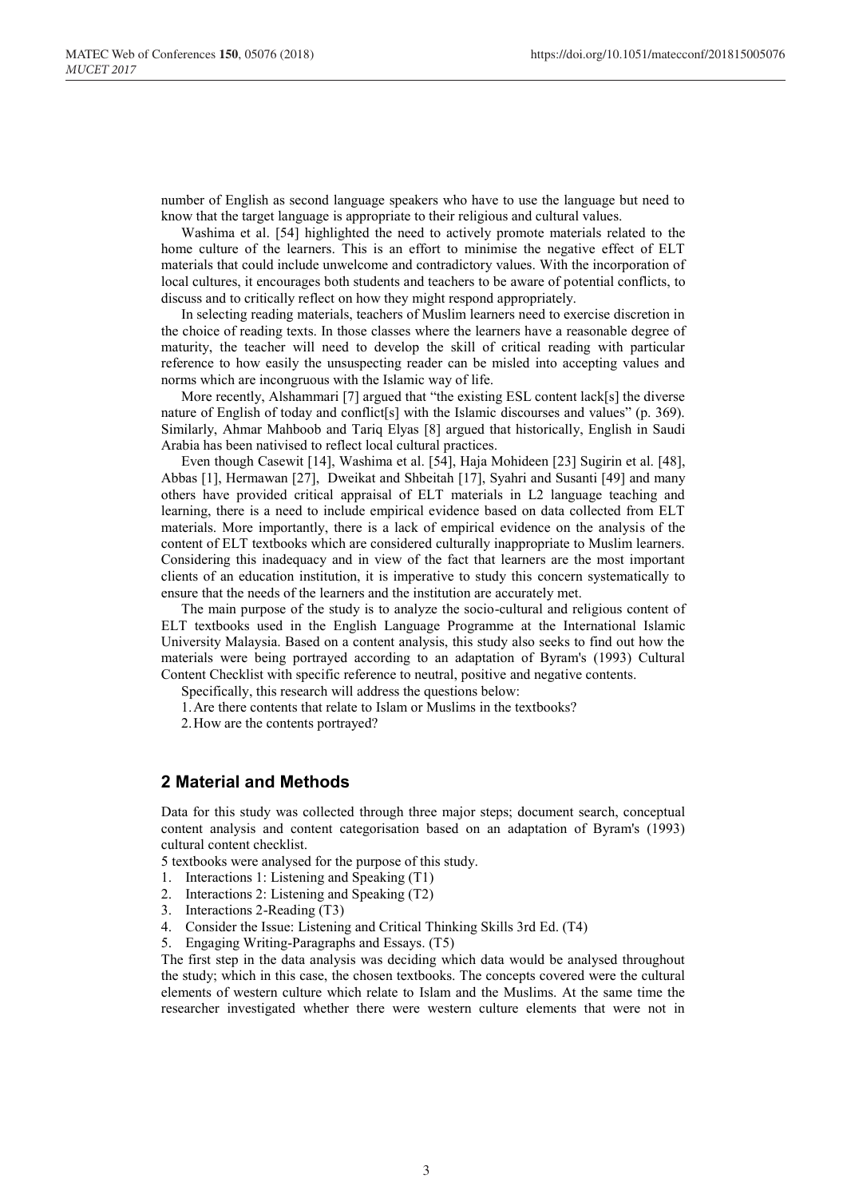number of English as second language speakers who have to use the language but need to know that the target language is appropriate to their religious and cultural values.

Washima et al. [54] highlighted the need to actively promote materials related to the home culture of the learners. This is an effort to minimise the negative effect of ELT materials that could include unwelcome and contradictory values. With the incorporation of local cultures, it encourages both students and teachers to be aware of potential conflicts, to discuss and to critically reflect on how they might respond appropriately.

In selecting reading materials, teachers of Muslim learners need to exercise discretion in the choice of reading texts. In those classes where the learners have a reasonable degree of maturity, the teacher will need to develop the skill of critical reading with particular reference to how easily the unsuspecting reader can be misled into accepting values and norms which are incongruous with the Islamic way of life.

More recently, Alshammari [7] argued that "the existing ESL content lack[s] the diverse nature of English of today and conflict[s] with the Islamic discourses and values" (p. 369). Similarly, Ahmar Mahboob and Tariq Elyas [8] argued that historically, English in Saudi Arabia has been nativised to reflect local cultural practices.

Even though Casewit [14], Washima et al. [54], Haja Mohideen [23] Sugirin et al. [48], Abbas [1], Hermawan [27], Dweikat and Shbeitah [17], Syahri and Susanti [49] and many others have provided critical appraisal of ELT materials in L2 language teaching and learning, there is a need to include empirical evidence based on data collected from ELT materials. More importantly, there is a lack of empirical evidence on the analysis of the content of ELT textbooks which are considered culturally inappropriate to Muslim learners. Considering this inadequacy and in view of the fact that learners are the most important clients of an education institution, it is imperative to study this concern systematically to ensure that the needs of the learners and the institution are accurately met.

The main purpose of the study is to analyze the socio-cultural and religious content of ELT textbooks used in the English Language Programme at the International Islamic University Malaysia. Based on a content analysis, this study also seeks to find out how the materials were being portrayed according to an adaptation of Byram's (1993) Cultural Content Checklist with specific reference to neutral, positive and negative contents.

Specifically, this research will address the questions below:

1. Are there contents that relate to Islam or Muslims in the textbooks?
2. How are the contents portrayed?

## 2 Material and Methods

Data for this study was collected through three major steps; document search, conceptual content analysis and content categorisation based on an adaptation of Byram's (1993) cultural content checklist.

5 textbooks were analysed for the purpose of this study.

1. Interactions 1: Listening and Speaking (T1)
2. Interactions 2: Listening and Speaking (T2)
3. Interactions 2-Reading (T3)
4. Consider the Issue: Listening and Critical Thinking Skills 3rd Ed. (T4)
5. Engaging Writing-Paragraphs and Essays. (T5)

The first step in the data analysis was deciding which data would be analysed throughout the study; which in this case, the chosen textbooks. The concepts covered were the cultural elements of western culture which relate to Islam and the Muslims. At the same time the researcher investigated whether there were western culture elements that were not in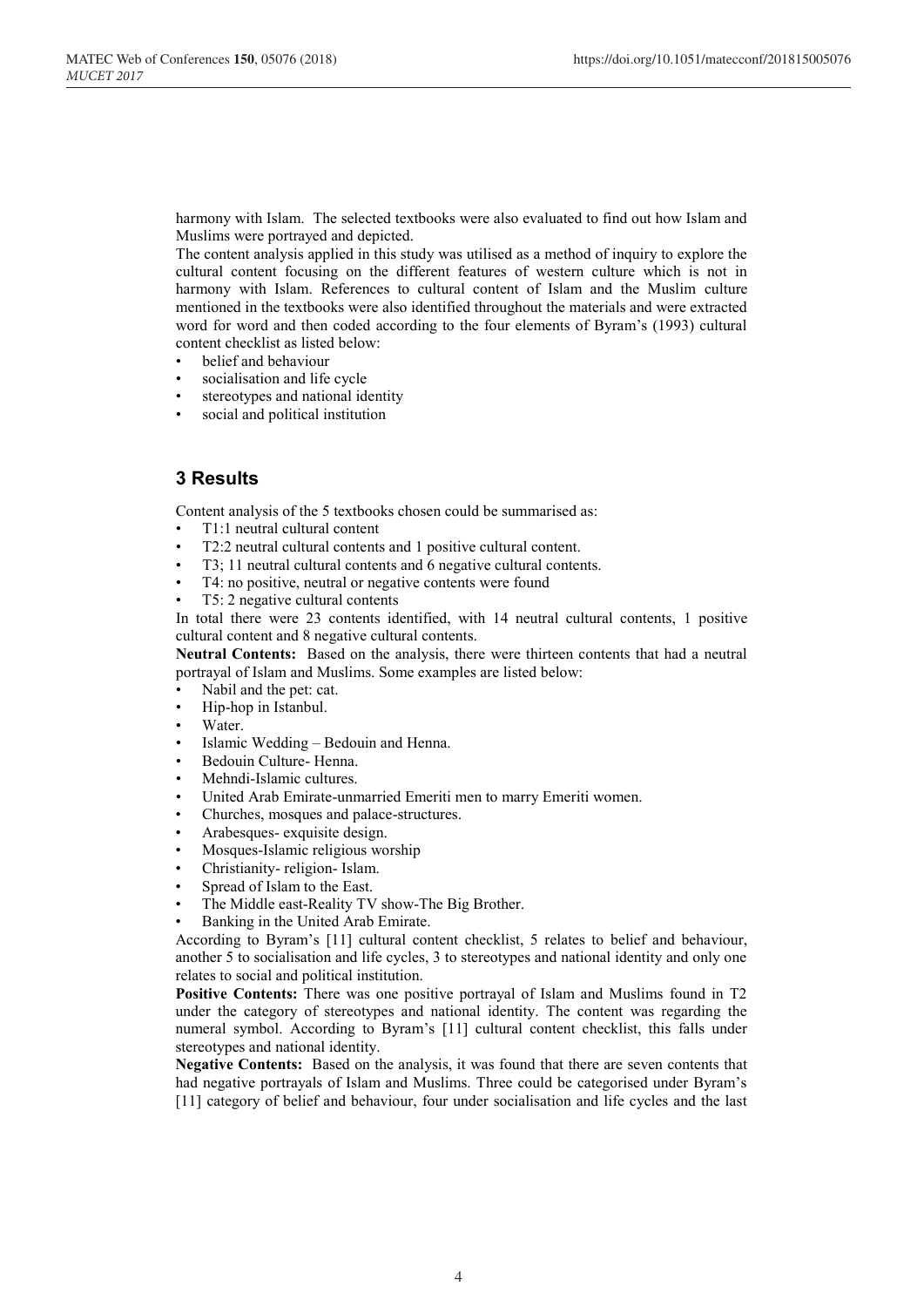harmony with Islam. The selected textbooks were also evaluated to find out how Islam and Muslims were portrayed and depicted.

The content analysis applied in this study was utilised as a method of inquiry to explore the cultural content focusing on the different features of western culture which is not in harmony with Islam. References to cultural content of Islam and the Muslim culture mentioned in the textbooks were also identified throughout the materials and were extracted word for word and then coded according to the four elements of Byram's (1993) cultural content checklist as listed below:

- belief and behaviour
- socialisation and life cycle
- stereotypes and national identity
- social and political institution

## 3 Results

Content analysis of the 5 textbooks chosen could be summarised as:

- T1:1 neutral cultural content
- T2:2 neutral cultural contents and 1 positive cultural content.
- T3; 11 neutral cultural contents and 6 negative cultural contents.
- T4: no positive, neutral or negative contents were found
- T5: 2 negative cultural contents

In total there were 23 contents identified, with 14 neutral cultural contents, 1 positive cultural content and 8 negative cultural contents.

**Neutral Contents:** Based on the analysis, there were thirteen contents that had a neutral portrayal of Islam and Muslims. Some examples are listed below:

- Nabil and the pet: cat.
- Hip-hop in Istanbul.
- Water.
- Islamic Wedding – Bedouin and Henna.
- Bedouin Culture- Henna.
- Mehndi-Islamic cultures.
- United Arab Emirate-unmarried Emeriti men to marry Emeriti women.
- Churches, mosques and palace-structures.
- Arabesques- exquisite design.
- Mosques-Islamic religious worship
- Christianity- religion- Islam.
- Spread of Islam to the East.
- The Middle east-Reality TV show-The Big Brother.
- Banking in the United Arab Emirate.

According to Byram's [11] cultural content checklist, 5 relates to belief and behaviour, another 5 to socialisation and life cycles, 3 to stereotypes and national identity and only one relates to social and political institution.

**Positive Contents:** There was one positive portrayal of Islam and Muslims found in T2 under the category of stereotypes and national identity. The content was regarding the numeral symbol. According to Byram's [11] cultural content checklist, this falls under stereotypes and national identity.

**Negative Contents:** Based on the analysis, it was found that there are seven contents that had negative portrayals of Islam and Muslims. Three could be categorised under Byram's [11] category of belief and behaviour, four under socialisation and life cycles and the last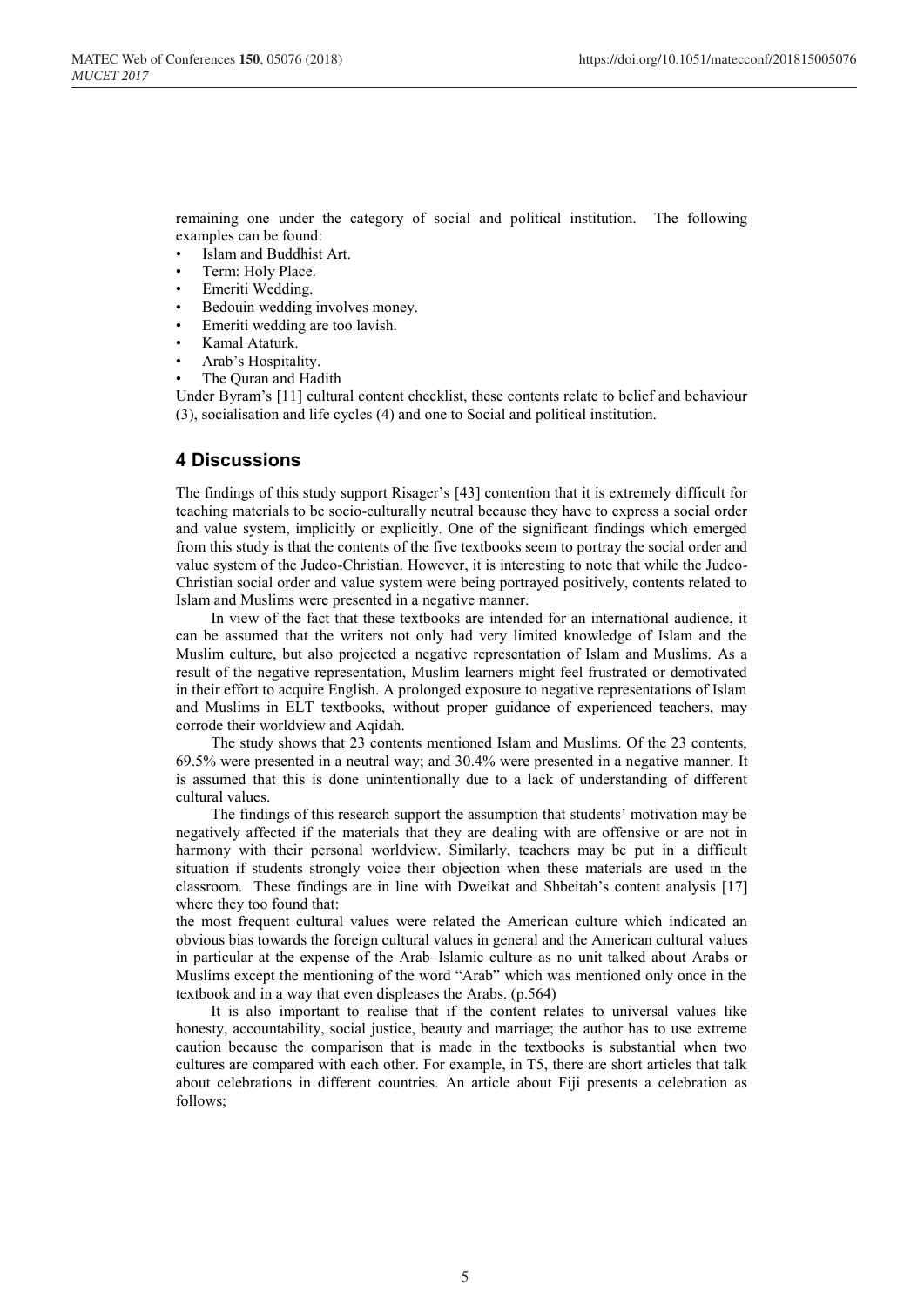remaining one under the category of social and political institution. The following examples can be found:

- Islam and Buddhist Art.
- Term: Holy Place.
- Emeriti Wedding.
- Bedouin wedding involves money.
- Emeriti wedding are too lavish.
- Kamal Ataturk.
- Arab's Hospitality.
- The Quran and Hadith

Under Byram's [11] cultural content checklist, these contents relate to belief and behaviour (3), socialisation and life cycles (4) and one to Social and political institution.

## 4 Discussions

The findings of this study support Risager's [43] contention that it is extremely difficult for teaching materials to be socio-culturally neutral because they have to express a social order and value system, implicitly or explicitly. One of the significant findings which emerged from this study is that the contents of the five textbooks seem to portray the social order and value system of the Judeo-Christian. However, it is interesting to note that while the Judeo-Christian social order and value system were being portrayed positively, contents related to Islam and Muslims were presented in a negative manner.

In view of the fact that these textbooks are intended for an international audience, it can be assumed that the writers not only had very limited knowledge of Islam and the Muslim culture, but also projected a negative representation of Islam and Muslims. As a result of the negative representation, Muslim learners might feel frustrated or demotivated in their effort to acquire English. A prolonged exposure to negative representations of Islam and Muslims in ELT textbooks, without proper guidance of experienced teachers, may corrode their worldview and Aqidah.

The study shows that 23 contents mentioned Islam and Muslims. Of the 23 contents, 69.5% were presented in a neutral way; and 30.4% were presented in a negative manner. It is assumed that this is done unintentionally due to a lack of understanding of different cultural values.

The findings of this research support the assumption that students' motivation may be negatively affected if the materials that they are dealing with are offensive or are not in harmony with their personal worldview. Similarly, teachers may be put in a difficult situation if students strongly voice their objection when these materials are used in the classroom. These findings are in line with Dweikat and Shbeitah's content analysis [17] where they too found that:

the most frequent cultural values were related the American culture which indicated an obvious bias towards the foreign cultural values in general and the American cultural values in particular at the expense of the Arab–Islamic culture as no unit talked about Arabs or Muslims except the mentioning of the word "Arab" which was mentioned only once in the textbook and in a way that even displeases the Arabs. (p.564)

It is also important to realise that if the content relates to universal values like honesty, accountability, social justice, beauty and marriage; the author has to use extreme caution because the comparison that is made in the textbooks is substantial when two cultures are compared with each other. For example, in T5, there are short articles that talk about celebrations in different countries. An article about Fiji presents a celebration as follows;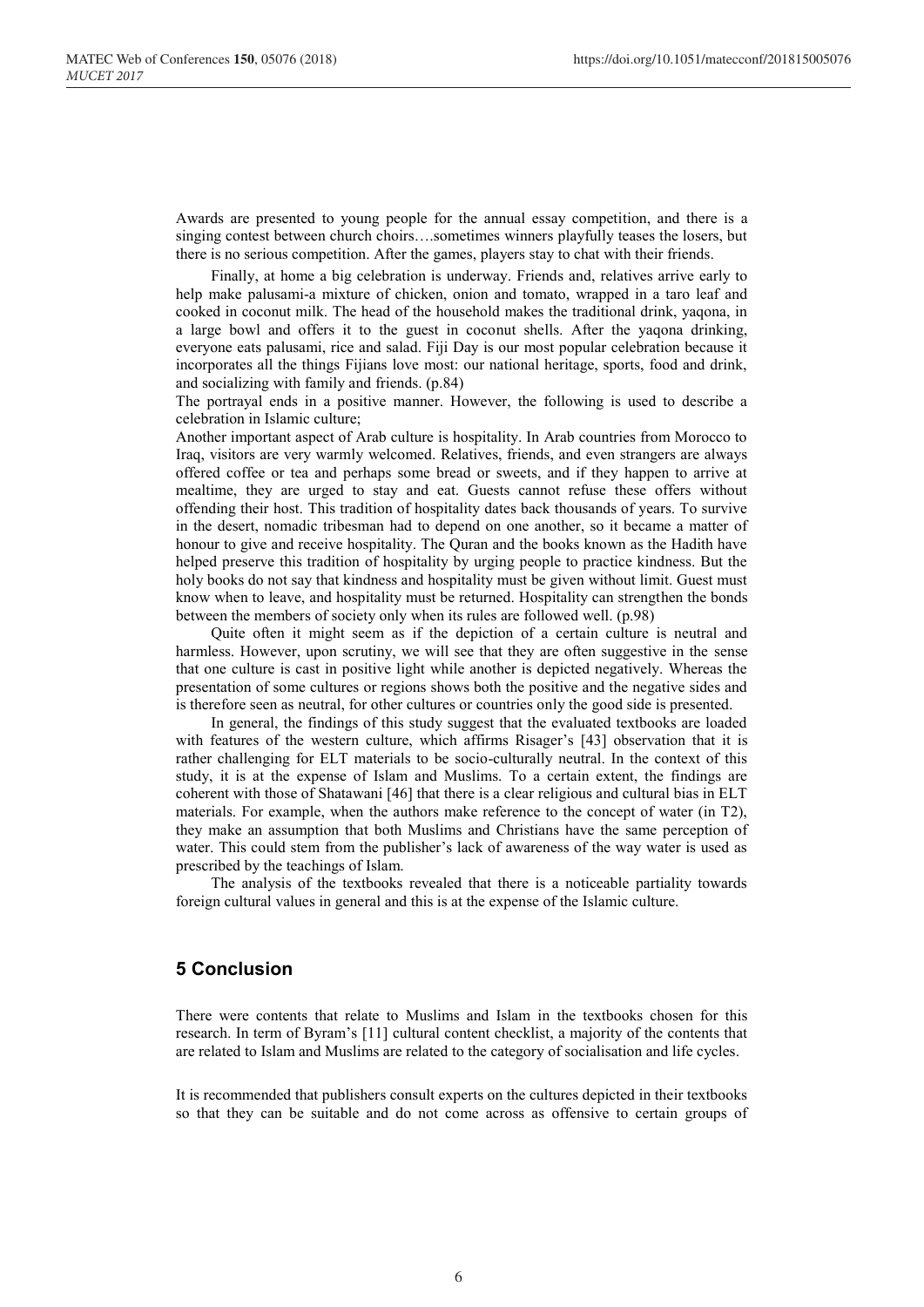Awards are presented to young people for the annual essay competition, and there is a singing contest between church choirs….sometimes winners playfully teases the losers, but there is no serious competition. After the games, players stay to chat with their friends.

Finally, at home a big celebration is underway. Friends and, relatives arrive early to help make palusami-a mixture of chicken, onion and tomato, wrapped in a taro leaf and cooked in coconut milk. The head of the household makes the traditional drink, yaqona, in a large bowl and offers it to the guest in coconut shells. After the yaqona drinking, everyone eats palusami, rice and salad. Fiji Day is our most popular celebration because it incorporates all the things Fijians love most: our national heritage, sports, food and drink, and socializing with family and friends. (p.84)

The portrayal ends in a positive manner. However, the following is used to describe a celebration in Islamic culture;

Another important aspect of Arab culture is hospitality. In Arab countries from Morocco to Iraq, visitors are very warmly welcomed. Relatives, friends, and even strangers are always offered coffee or tea and perhaps some bread or sweets, and if they happen to arrive at mealtime, they are urged to stay and eat. Guests cannot refuse these offers without offending their host. This tradition of hospitality dates back thousands of years. To survive in the desert, nomadic tribesman had to depend on one another, so it became a matter of honour to give and receive hospitality. The Quran and the books known as the Hadith have helped preserve this tradition of hospitality by urging people to practice kindness. But the holy books do not say that kindness and hospitality must be given without limit. Guest must know when to leave, and hospitality must be returned. Hospitality can strengthen the bonds between the members of society only when its rules are followed well. (p.98)

Quite often it might seem as if the depiction of a certain culture is neutral and harmless. However, upon scrutiny, we will see that they are often suggestive in the sense that one culture is cast in positive light while another is depicted negatively. Whereas the presentation of some cultures or regions shows both the positive and the negative sides and is therefore seen as neutral, for other cultures or countries only the good side is presented.

In general, the findings of this study suggest that the evaluated textbooks are loaded with features of the western culture, which affirms Risager's [43] observation that it is rather challenging for ELT materials to be socio-culturally neutral. In the context of this study, it is at the expense of Islam and Muslims. To a certain extent, the findings are coherent with those of Shatawani [46] that there is a clear religious and cultural bias in ELT materials. For example, when the authors make reference to the concept of water (in T2), they make an assumption that both Muslims and Christians have the same perception of water. This could stem from the publisher's lack of awareness of the way water is used as prescribed by the teachings of Islam.

The analysis of the textbooks revealed that there is a noticeable partiality towards foreign cultural values in general and this is at the expense of the Islamic culture.

## 5 Conclusion

There were contents that relate to Muslims and Islam in the textbooks chosen for this research. In term of Byram's [11] cultural content checklist, a majority of the contents that are related to Islam and Muslims are related to the category of socialisation and life cycles.

It is recommended that publishers consult experts on the cultures depicted in their textbooks so that they can be suitable and do not come across as offensive to certain groups of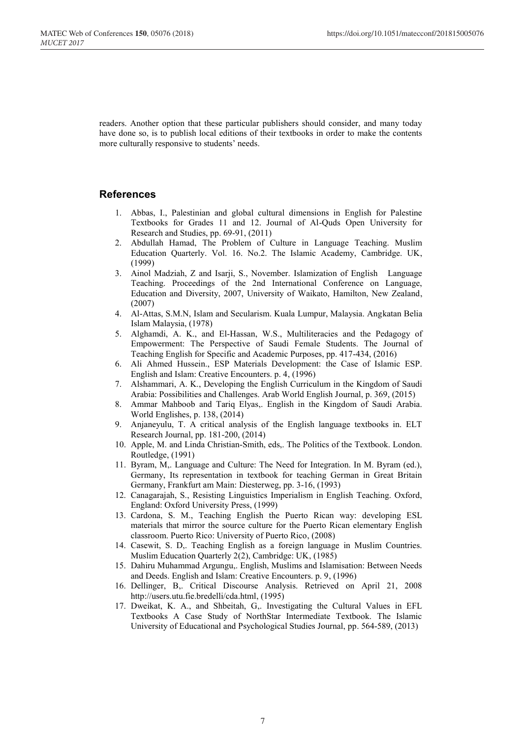readers. Another option that these particular publishers should consider, and many today have done so, is to publish local editions of their textbooks in order to make the contents more culturally responsive to students' needs.

## References

1. Abbas, I., Palestinian and global cultural dimensions in English for Palestine Textbooks for Grades 11 and 12. Journal of Al-Quds Open University for Research and Studies, pp. 69-91, (2011)
2. Abdullah Hamad, The Problem of Culture in Language Teaching. Muslim Education Quarterly. Vol. 16. No.2. The Islamic Academy, Cambridge. UK, (1999)
3. Ainol Madziah, Z and Isarji, S., November. Islamization of English Language Teaching. Proceedings of the 2nd International Conference on Language, Education and Diversity, 2007, University of Waikato, Hamilton, New Zealand, (2007)
4. Al-Attas, S.M.N, Islam and Secularism. Kuala Lumpur, Malaysia. Angkatan Belia Islam Malaysia, (1978)
5. Alghamdi, A. K., and El-Hassan, W.S., Multiliteracies and the Pedagogy of Empowerment: The Perspective of Saudi Female Students. The Journal of Teaching English for Specific and Academic Purposes, pp. 417-434, (2016)
6. Ali Ahmed Hussein., ESP Materials Development: the Case of Islamic ESP. English and Islam: Creative Encounters. p. 4, (1996)
7. Alshammari, A. K., Developing the English Curriculum in the Kingdom of Saudi Arabia: Possibilities and Challenges. Arab World English Journal, p. 369, (2015)
8. Ammar Mahboob and Tariq Elyas,. English in the Kingdom of Saudi Arabia. World Englishes, p. 138, (2014)
9. Anjaneyulu, T. A critical analysis of the English language textbooks in. ELT Research Journal, pp. 181-200, (2014)
10. Apple, M. and Linda Christian-Smith, eds,. The Politics of the Textbook. London. Routledge, (1991)
11. Byram, M,. Language and Culture: The Need for Integration. In M. Byram (ed.), Germany, Its representation in textbook for teaching German in Great Britain Germany, Frankfurt am Main: Diesterweg, pp. 3-16, (1993)
12. Canagarajah, S., Resisting Linguistics Imperialism in English Teaching. Oxford, England: Oxford University Press, (1999)
13. Cardona, S. M., Teaching English the Puerto Rican way: developing ESL materials that mirror the source culture for the Puerto Rican elementary English classroom. Puerto Rico: University of Puerto Rico, (2008)
14. Casewit, S. D,. Teaching English as a foreign language in Muslim Countries. Muslim Education Quarterly 2(2), Cambridge: UK, (1985)
15. Dahiru Muhammad Argungu,. English, Muslims and Islamisation: Between Needs and Deeds. English and Islam: Creative Encounters. p. 9, (1996)
16. Dellinger, B,. Critical Discourse Analysis. Retrieved on April 21, 2008 http://users.utu.fie.bredelli/cda.html, (1995)
17. Dweikat, K. A., and Shbeitah, G,. Investigating the Cultural Values in EFL Textbooks A Case Study of NorthStar Intermediate Textbook. The Islamic University of Educational and Psychological Studies Journal, pp. 564-589, (2013)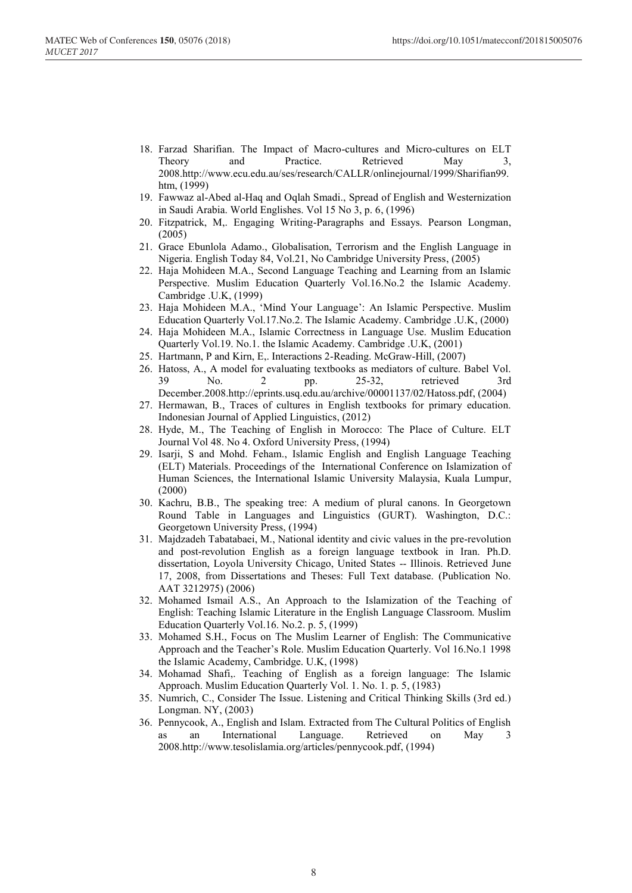18. Farzad Sharifian. The Impact of Macro-cultures and Micro-cultures on ELT Theory and Practice. Retrieved May 3, 2008.http://www.ecu.edu.au/ses/research/CALLR/onlinejournal/1999/Sharifian99.htm, (1999)
19. Fawwaz al-Abed al-Haq and Oqlah Smadi., Spread of English and Westernization in Saudi Arabia. World Englishes. Vol 15 No 3, p. 6, (1996)
20. Fitzpatrick, M,. Engaging Writing-Paragraphs and Essays. Pearson Longman, (2005)
21. Grace Ebunlola Adamo., Globalisation, Terrorism and the English Language in Nigeria. English Today 84, Vol.21, No Cambridge University Press, (2005)
22. Haja Mohideen M.A., Second Language Teaching and Learning from an Islamic Perspective. Muslim Education Quarterly Vol.16.No.2 the Islamic Academy. Cambridge .U.K, (1999)
23. Haja Mohideen M.A., 'Mind Your Language': An Islamic Perspective. Muslim Education Quarterly Vol.17.No.2. The Islamic Academy. Cambridge .U.K, (2000)
24. Haja Mohideen M.A., Islamic Correctness in Language Use. Muslim Education Quarterly Vol.19. No.1. the Islamic Academy. Cambridge .U.K, (2001)
25. Hartmann, P and Kirn, E,. Interactions 2-Reading. McGraw-Hill, (2007)
26. Hatoss, A., A model for evaluating textbooks as mediators of culture. Babel Vol. 39 No. 2 pp. 25-32, retrieved 3rd December.2008.http://eprints.usq.edu.au/archive/00001137/02/Hatoss.pdf, (2004)
27. Hermawan, B., Traces of cultures in English textbooks for primary education. Indonesian Journal of Applied Linguistics, (2012)
28. Hyde, M., The Teaching of English in Morocco: The Place of Culture. ELT Journal Vol 48. No 4. Oxford University Press, (1994)
29. Isarji, S and Mohd. Feham., Islamic English and English Language Teaching (ELT) Materials. Proceedings of the International Conference on Islamization of Human Sciences, the International Islamic University Malaysia, Kuala Lumpur, (2000)
30. Kachru, B.B., The speaking tree: A medium of plural canons. In Georgetown Round Table in Languages and Linguistics (GURT). Washington, D.C.: Georgetown University Press, (1994)
31. Majdzadeh Tabatabaei, M., National identity and civic values in the pre-revolution and post-revolution English as a foreign language textbook in Iran. Ph.D. dissertation, Loyola University Chicago, United States -- Illinois. Retrieved June 17, 2008, from Dissertations and Theses: Full Text database. (Publication No. AAT 3212975) (2006)
32. Mohamed Ismail A.S., An Approach to the Islamization of the Teaching of English: Teaching Islamic Literature in the English Language Classroom. Muslim Education Quarterly Vol.16. No.2. p. 5, (1999)
33. Mohamed S.H., Focus on The Muslim Learner of English: The Communicative Approach and the Teacher's Role. Muslim Education Quarterly. Vol 16.No.1 1998 the Islamic Academy, Cambridge. U.K, (1998)
34. Mohamad Shafi,. Teaching of English as a foreign language: The Islamic Approach. Muslim Education Quarterly Vol. 1. No. 1. p. 5, (1983)
35. Numrich, C., Consider The Issue. Listening and Critical Thinking Skills (3rd ed.) Longman. NY, (2003)
36. Pennycook, A., English and Islam. Extracted from The Cultural Politics of English as an International Language. Retrieved on May 3 2008.http://www.tesolislamia.org/articles/pennycook.pdf, (1994)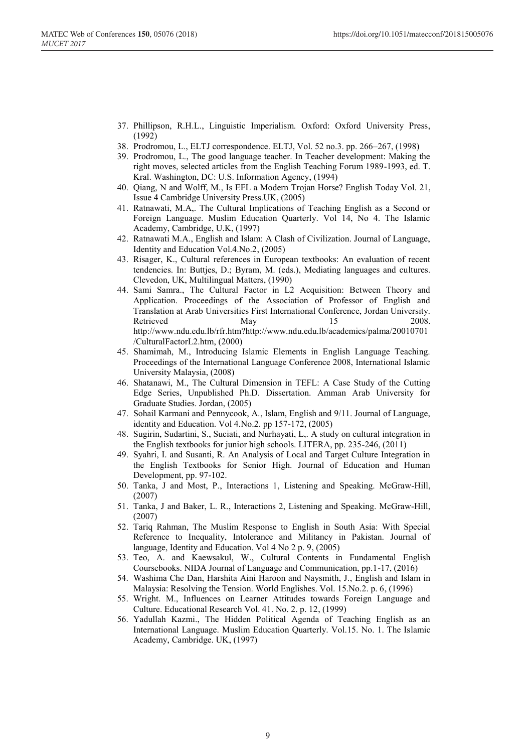37. Phillipson, R.H.L., Linguistic Imperialism. Oxford: Oxford University Press, (1992)
38. Prodromou, L., ELTJ correspondence. ELTJ, Vol. 52 no.3. pp. 266–267, (1998)
39. Prodromou, L., The good language teacher. In Teacher development: Making the right moves, selected articles from the English Teaching Forum 1989-1993, ed. T. Kral. Washington, DC: U.S. Information Agency, (1994)
40. Qiang, N and Wolff, M., Is EFL a Modern Trojan Horse? English Today Vol. 21, Issue 4 Cambridge University Press.UK, (2005)
41. Ratnawati, M.A,. The Cultural Implications of Teaching English as a Second or Foreign Language. Muslim Education Quarterly. Vol 14, No 4. The Islamic Academy, Cambridge, U.K, (1997)
42. Ratnawati M.A., English and Islam: A Clash of Civilization. Journal of Language, Identity and Education Vol.4.No.2, (2005)
43. Risager, K., Cultural references in European textbooks: An evaluation of recent tendencies. In: Buttjes, D.; Byram, M. (eds.), Mediating languages and cultures. Clevedon, UK, Multilingual Matters, (1990)
44. Sami Samra., The Cultural Factor in L2 Acquisition: Between Theory and Application. Proceedings of the Association of Professor of English and Translation at Arab Universities First International Conference, Jordan University. Retrieved May 15 2008. http://www.ndu.edu.lb/rfr.htm?http://www.ndu.edu.lb/academics/palma/20010701/CulturalFactorL2.htm, (2000)
45. Shamimah, M., Introducing Islamic Elements in English Language Teaching. Proceedings of the International Language Conference 2008, International Islamic University Malaysia, (2008)
46. Shatanawi, M., The Cultural Dimension in TEFL: A Case Study of the Cutting Edge Series, Unpublished Ph.D. Dissertation. Amman Arab University for Graduate Studies. Jordan, (2005)
47. Sohail Karmani and Pennycook, A., Islam, English and 9/11. Journal of Language, identity and Education. Vol 4.No.2. pp 157-172, (2005)
48. Sugirin, Sudartini, S., Suciati, and Nurhayati, L,. A study on cultural integration in the English textbooks for junior high schools. LITERA, pp. 235-246, (2011)
49. Syahri, I. and Susanti, R. An Analysis of Local and Target Culture Integration in the English Textbooks for Senior High. Journal of Education and Human Development, pp. 97-102.
50. Tanka, J and Most, P., Interactions 1, Listening and Speaking. McGraw-Hill, (2007)
51. Tanka, J and Baker, L. R., Interactions 2, Listening and Speaking. McGraw-Hill, (2007)
52. Tariq Rahman, The Muslim Response to English in South Asia: With Special Reference to Inequality, Intolerance and Militancy in Pakistan. Journal of language, Identity and Education. Vol 4 No 2 p. 9, (2005)
53. Teo, A. and Kaewsakul, W., Cultural Contents in Fundamental English Coursebooks. NIDA Journal of Language and Communication, pp.1-17, (2016)
54. Washima Che Dan, Harshita Aini Haroon and Naysmith, J., English and Islam in Malaysia: Resolving the Tension. World Englishes. Vol. 15.No.2. p. 6, (1996)
55. Wright. M., Influences on Learner Attitudes towards Foreign Language and Culture. Educational Research Vol. 41. No. 2. p. 12, (1999)
56. Yadullah Kazmi., The Hidden Political Agenda of Teaching English as an International Language. Muslim Education Quarterly. Vol.15. No. 1. The Islamic Academy, Cambridge. UK, (1997)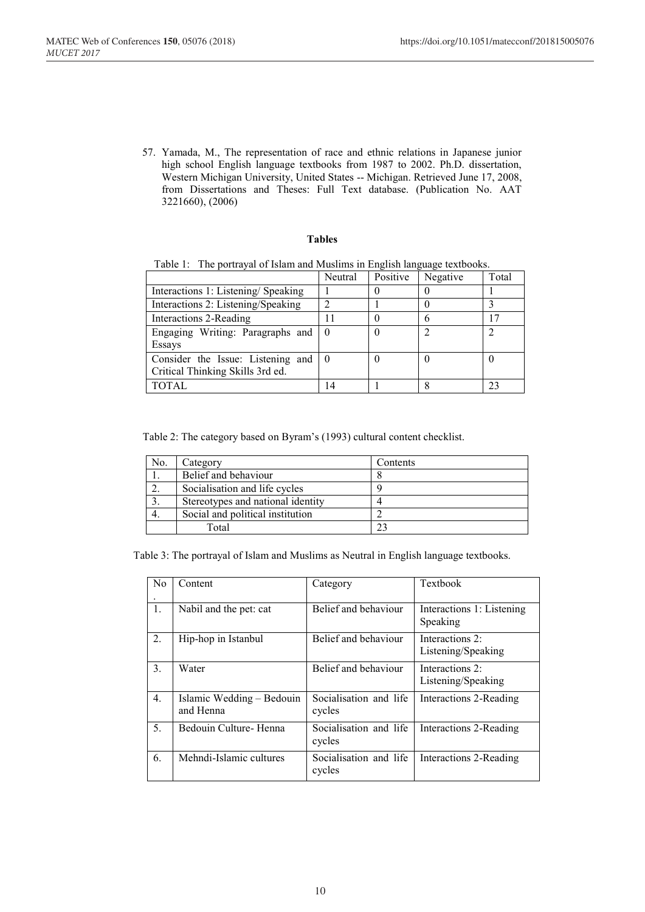57. Yamada, M., The representation of race and ethnic relations in Japanese junior high school English language textbooks from 1987 to 2002. Ph.D. dissertation, Western Michigan University, United States -- Michigan. Retrieved June 17, 2008, from Dissertations and Theses: Full Text database. (Publication No. AAT 3221660), (2006)

## Tables

Table 1: The portrayal of Islam and Muslims in English language textbooks.

| | Neutral | Positive | Negative | Total |
|---|---|---|---|---|
| Interactions 1: Listening/ Speaking | 1 | 0 | 0 | 1 |
| Interactions 2: Listening/Speaking | 2 | 1 | 0 | 3 |
| Interactions 2-Reading | 11 | 0 | 6 | 17 |
| Engaging Writing: Paragraphs and Essays | 0 | 0 | 2 | 2 |
| Consider the Issue: Listening and Critical Thinking Skills 3rd ed. | 0 | 0 | 0 | 0 |
| TOTAL | 14 | 1 | 8 | 23 |

Table 2: The category based on Byram's (1993) cultural content checklist.

| No. | Category | Contents |
|---|---|---|
| 1. | Belief and behaviour | 8 |
| 2. | Socialisation and life cycles | 9 |
| 3. | Stereotypes and national identity | 4 |
| 4. | Social and political institution | 2 |
| | Total | 23 |

Table 3: The portrayal of Islam and Muslims as Neutral in English language textbooks.

| No. | Content | Category | Textbook |
|---|---|---|---|
| 1. | Nabil and the pet: cat | Belief and behaviour | Interactions 1: Listening Speaking |
| 2. | Hip-hop in Istanbul | Belief and behaviour | Interactions 2: Listening/Speaking |
| 3. | Water | Belief and behaviour | Interactions 2: Listening/Speaking |
| 4. | Islamic Wedding – Bedouin and Henna | Socialisation and life cycles | Interactions 2-Reading |
| 5. | Bedouin Culture- Henna | Socialisation and life cycles | Interactions 2-Reading |
| 6. | Mehndi-Islamic cultures | Socialisation and life cycles | Interactions 2-Reading |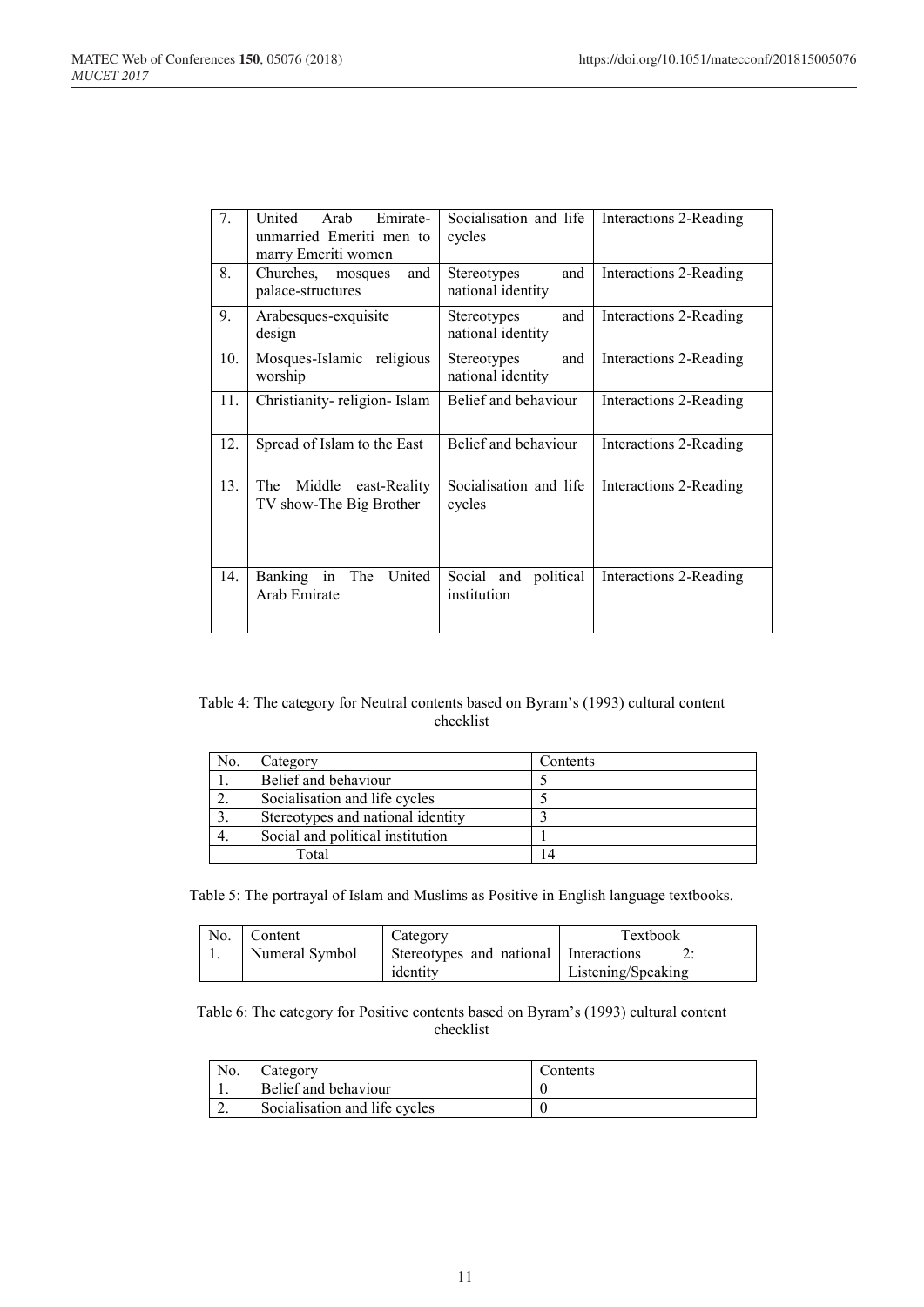| 7. | United Arab Emirate-unmarried Emeriti men to marry Emeriti women | Socialisation and life cycles | Interactions 2-Reading |
|---|---|---|---|
| 8. | Churches, mosques and palace-structures | Stereotypes and national identity | Interactions 2-Reading |
| 9. | Arabesques-exquisite design | Stereotypes and national identity | Interactions 2-Reading |
| 10. | Mosques-Islamic religious worship | Stereotypes and national identity | Interactions 2-Reading |
| 11. | Christianity- religion- Islam | Belief and behaviour | Interactions 2-Reading |
| 12. | Spread of Islam to the East | Belief and behaviour | Interactions 2-Reading |
| 13. | The Middle east-Reality TV show-The Big Brother | Socialisation and life cycles | Interactions 2-Reading |
| 14. | Banking in The United Arab Emirate | Social and political institution | Interactions 2-Reading |

Table 4: The category for Neutral contents based on Byram's (1993) cultural content checklist

| No. | Category | Contents |
|---|---|---|
| 1. | Belief and behaviour | 5 |
| 2. | Socialisation and life cycles | 5 |
| 3. | Stereotypes and national identity | 3 |
| 4. | Social and political institution | 1 |
| | Total | 14 |

Table 5: The portrayal of Islam and Muslims as Positive in English language textbooks.

| No. | Content | Category | Textbook |
|---|---|---|---|
| 1. | Numeral Symbol | Stereotypes and national identity | Interactions 2: Listening/Speaking |

Table 6: The category for Positive contents based on Byram's (1993) cultural content checklist

| No. | Category | Contents |
|---|---|---|
| 1. | Belief and behaviour | 0 |
| 2. | Socialisation and life cycles | 0 |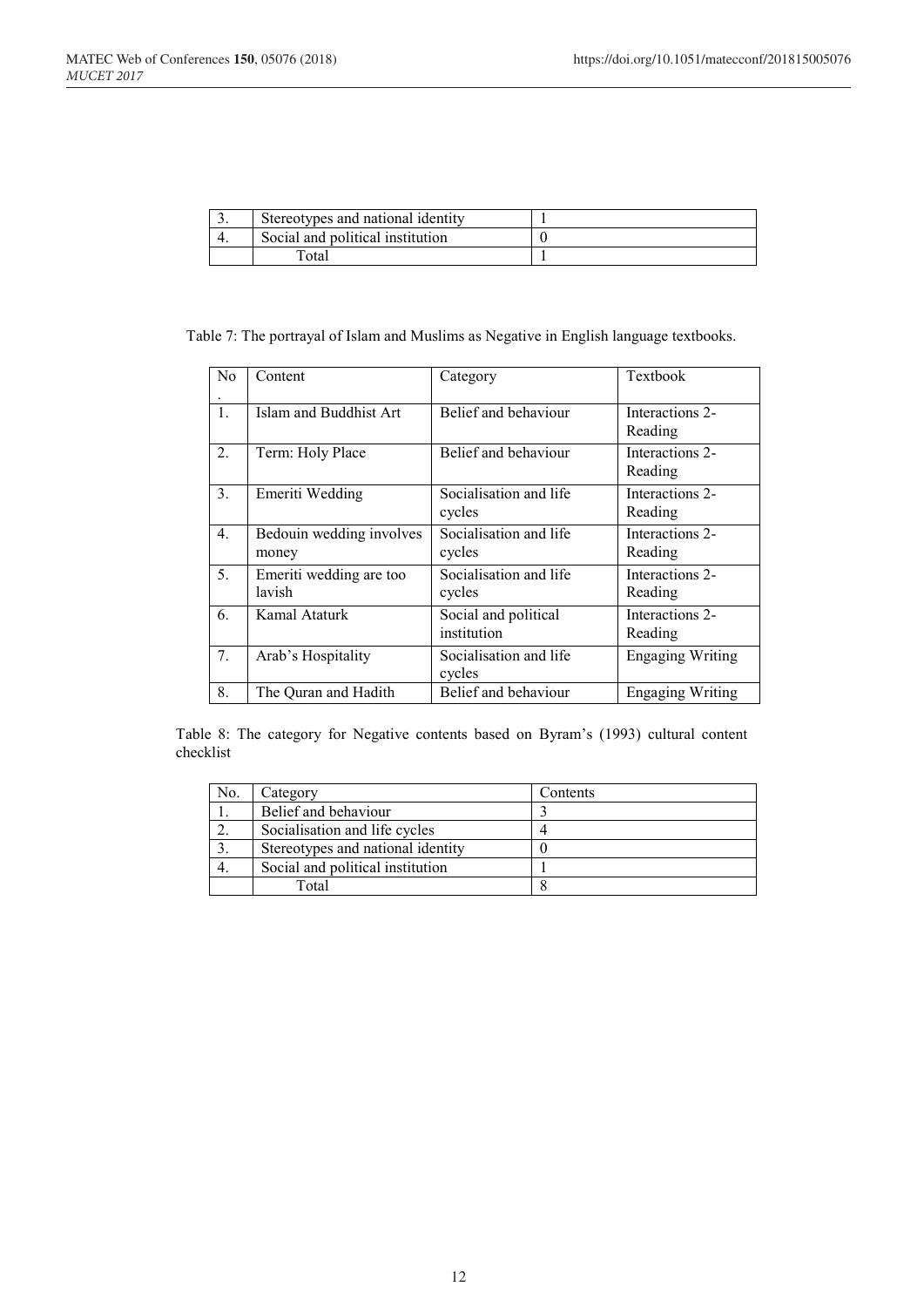| | | |
|---|---|---|
| 3. | Stereotypes and national identity | 1 |
| 4. | Social and political institution | 0 |
| | Total | 1 |

Table 7: The portrayal of Islam and Muslims as Negative in English language textbooks.

| No. | Content | Category | Textbook |
|---|---|---|---|
| 1. | Islam and Buddhist Art | Belief and behaviour | Interactions 2-Reading |
| 2. | Term: Holy Place | Belief and behaviour | Interactions 2-Reading |
| 3. | Emeriti Wedding | Socialisation and life cycles | Interactions 2-Reading |
| 4. | Bedouin wedding involves money | Socialisation and life cycles | Interactions 2-Reading |
| 5. | Emeriti wedding are too lavish | Socialisation and life cycles | Interactions 2-Reading |
| 6. | Kamal Ataturk | Social and political institution | Interactions 2-Reading |
| 7. | Arab's Hospitality | Socialisation and life cycles | Engaging Writing |
| 8. | The Quran and Hadith | Belief and behaviour | Engaging Writing |

Table 8: The category for Negative contents based on Byram's (1993) cultural content checklist

| No. | Category | Contents |
|---|---|---|
| 1. | Belief and behaviour | 3 |
| 2. | Socialisation and life cycles | 4 |
| 3. | Stereotypes and national identity | 0 |
| 4. | Social and political institution | 1 |
| | Total | 8 |